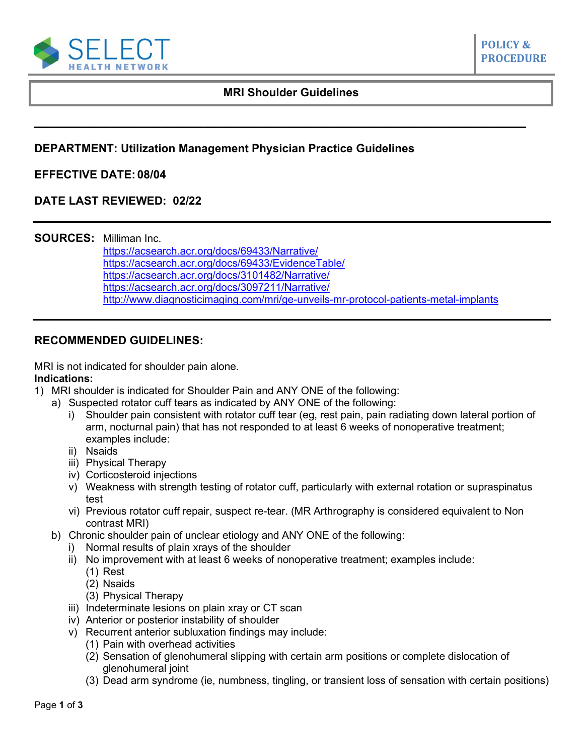**SELECT HEALTH NETWORK** | **POLICY & PROCEDURE**

# MRI Shoulder Guidelines

---

**DEPARTMENT: Utilization Management Physician Practice Guidelines**

**EFFECTIVE DATE: 08/04**

**DATE LAST REVIEWED: 02/22**

---

**SOURCES:** Milliman Inc.
https://acsearch.acr.org/docs/69433/Narrative/
https://acsearch.acr.org/docs/69433/EvidenceTable/
https://acsearch.acr.org/docs/3101482/Narrative/
https://acsearch.acr.org/docs/3097211/Narrative/
http://www.diagnosticimaging.com/mri/ge-unveils-mr-protocol-patients-metal-implants

---

## RECOMMENDED GUIDELINES:

MRI is not indicated for shoulder pain alone.

**Indications:**

1) MRI shoulder is indicated for Shoulder Pain and ANY ONE of the following:
   a) Suspected rotator cuff tears as indicated by ANY ONE of the following:
      i) Shoulder pain consistent with rotator cuff tear (eg, rest pain, pain radiating down lateral portion of arm, nocturnal pain) that has not responded to at least 6 weeks of nonoperative treatment; examples include:
      ii) Nsaids
      iii) Physical Therapy
      iv) Corticosteroid injections
      v) Weakness with strength testing of rotator cuff, particularly with external rotation or supraspinatus test
      vi) Previous rotator cuff repair, suspect re-tear. (MR Arthrography is considered equivalent to Non contrast MRI)
   b) Chronic shoulder pain of unclear etiology and ANY ONE of the following:
      i) Normal results of plain xrays of the shoulder
      ii) No improvement with at least 6 weeks of nonoperative treatment; examples include:
         (1) Rest
         (2) Nsaids
         (3) Physical Therapy
      iii) Indeterminate lesions on plain xray or CT scan
      iv) Anterior or posterior instability of shoulder
      v) Recurrent anterior subluxation findings may include:
         (1) Pain with overhead activities
         (2) Sensation of glenohumeral slipping with certain arm positions or complete dislocation of glenohumeral joint
         (3) Dead arm syndrome (ie, numbness, tingling, or transient loss of sensation with certain positions)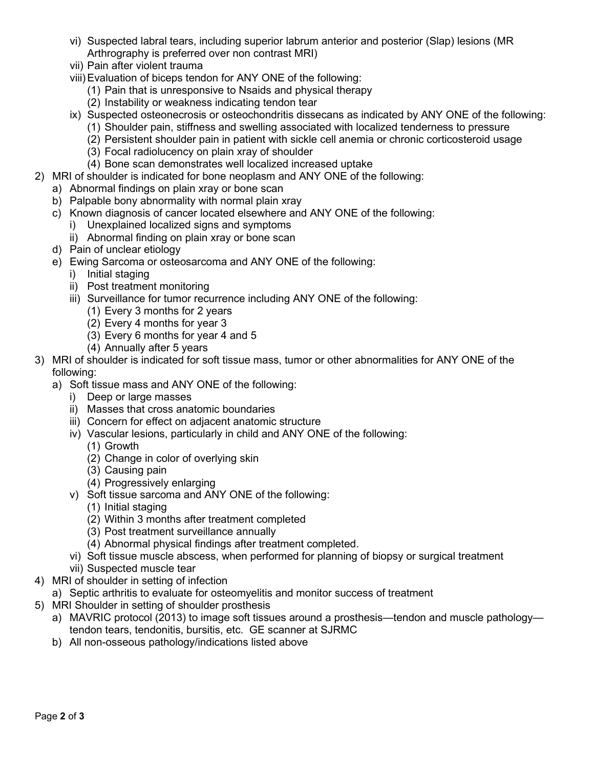- vi) Suspected labral tears, including superior labrum anterior and posterior (Slap) lesions (MR Arthrography is preferred over non contrast MRI)
   - vii) Pain after violent trauma
   - viii) Evaluation of biceps tendon for ANY ONE of the following:
     - (1) Pain that is unresponsive to Nsaids and physical therapy
     - (2) Instability or weakness indicating tendon tear
   - ix) Suspected osteonecrosis or osteochondritis dissecans as indicated by ANY ONE of the following:
     - (1) Shoulder pain, stiffness and swelling associated with localized tenderness to pressure
     - (2) Persistent shoulder pain in patient with sickle cell anemia or chronic corticosteroid usage
     - (3) Focal radiolucency on plain xray of shoulder
     - (4) Bone scan demonstrates well localized increased uptake

2) MRI of shoulder is indicated for bone neoplasm and ANY ONE of the following:
   - a) Abnormal findings on plain xray or bone scan
   - b) Palpable bony abnormality with normal plain xray
   - c) Known diagnosis of cancer located elsewhere and ANY ONE of the following:
     - i) Unexplained localized signs and symptoms
     - ii) Abnormal finding on plain xray or bone scan
   - d) Pain of unclear etiology
   - e) Ewing Sarcoma or osteosarcoma and ANY ONE of the following:
     - i) Initial staging
     - ii) Post treatment monitoring
     - iii) Surveillance for tumor recurrence including ANY ONE of the following:
       - (1) Every 3 months for 2 years
       - (2) Every 4 months for year 3
       - (3) Every 6 months for year 4 and 5
       - (4) Annually after 5 years

3) MRI of shoulder is indicated for soft tissue mass, tumor or other abnormalities for ANY ONE of the following:
   - a) Soft tissue mass and ANY ONE of the following:
     - i) Deep or large masses
     - ii) Masses that cross anatomic boundaries
     - iii) Concern for effect on adjacent anatomic structure
     - iv) Vascular lesions, particularly in child and ANY ONE of the following:
       - (1) Growth
       - (2) Change in color of overlying skin
       - (3) Causing pain
       - (4) Progressively enlarging
     - v) Soft tissue sarcoma and ANY ONE of the following:
       - (1) Initial staging
       - (2) Within 3 months after treatment completed
       - (3) Post treatment surveillance annually
       - (4) Abnormal physical findings after treatment completed.
     - vi) Soft tissue muscle abscess, when performed for planning of biopsy or surgical treatment
     - vii) Suspected muscle tear

4) MRI of shoulder in setting of infection
   - a) Septic arthritis to evaluate for osteomyelitis and monitor success of treatment

5) MRI Shoulder in setting of shoulder prosthesis
   - a) MAVRIC protocol (2013) to image soft tissues around a prosthesis—tendon and muscle pathology—tendon tears, tendonitis, bursitis, etc. GE scanner at SJRMC
   - b) All non-osseous pathology/indications listed above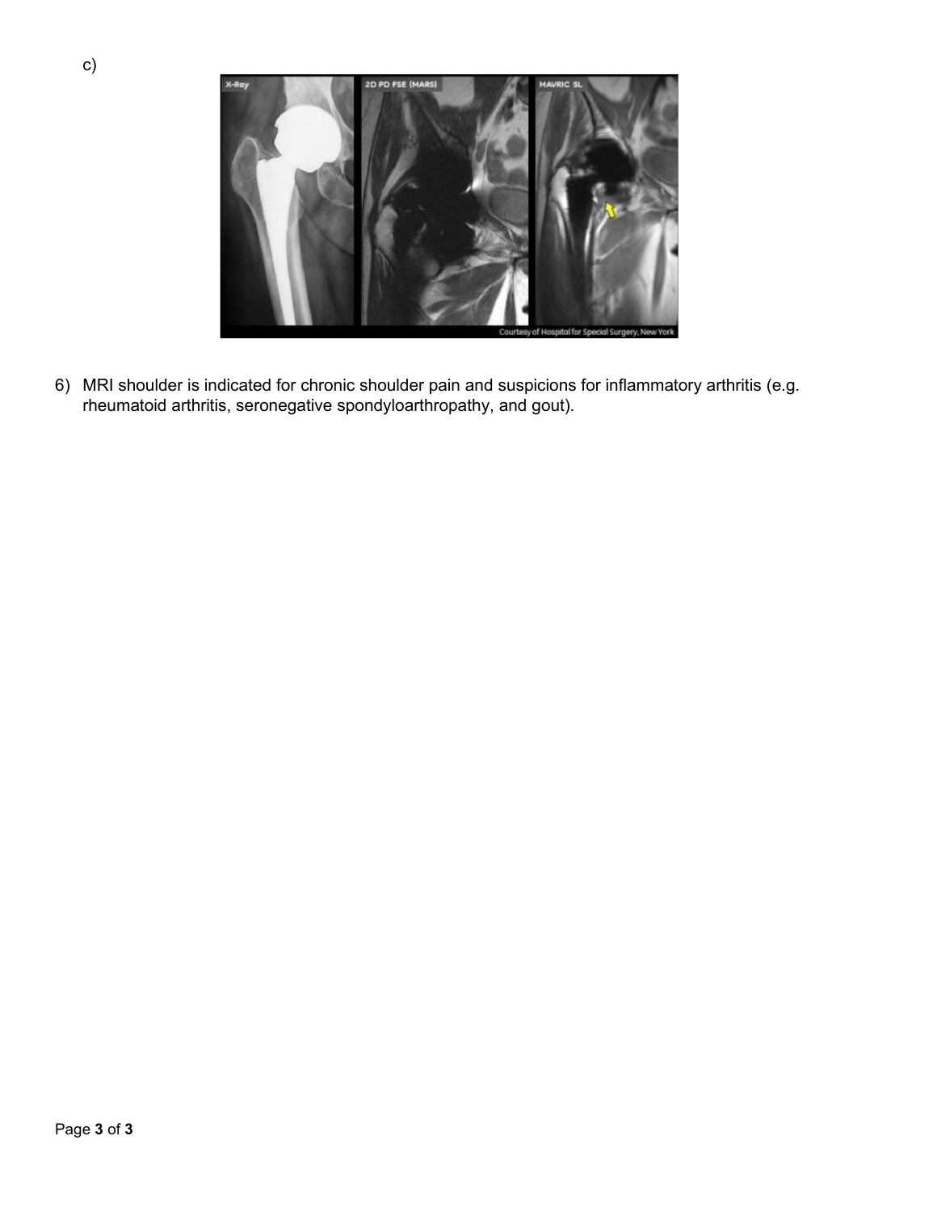c)

X-Ray

2D PD FSE (MARS)

MAVRIC SL

Courtesy of Hospital for Special Surgery, New York

6) MRI shoulder is indicated for chronic shoulder pain and suspicions for inflammatory arthritis (e.g. rheumatoid arthritis, seronegative spondyloarthropathy, and gout).